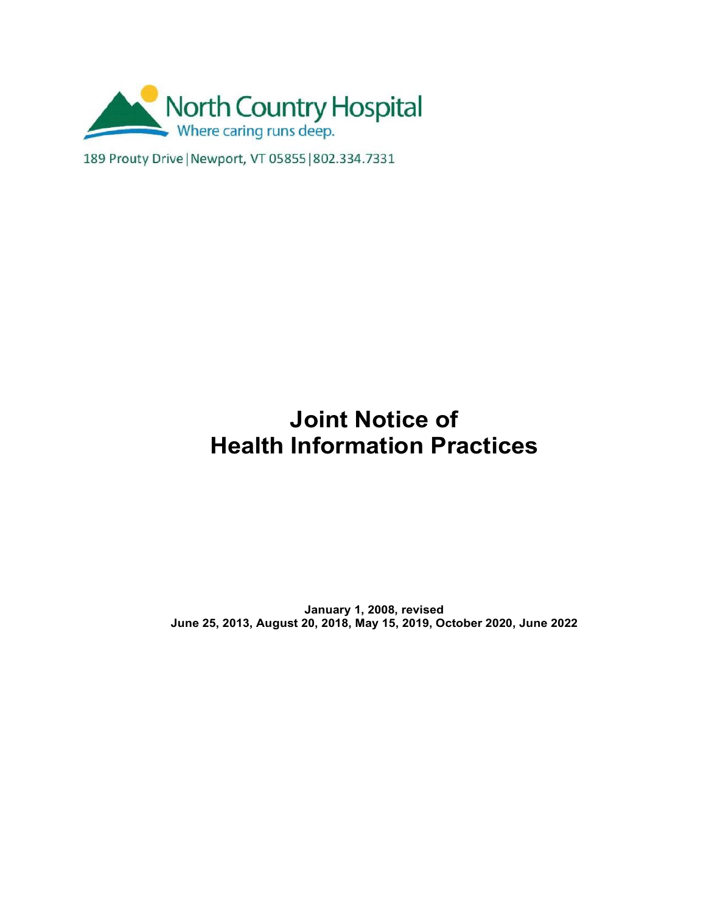North Country Hospital

Where caring runs deep.

189 Prouty Drive | Newport, VT 05855 | 802.334.7331

# Joint Notice of Health Information Practices

**January 1, 2008, revised**
**June 25, 2013, August 20, 2018, May 15, 2019, October 2020, June 2022**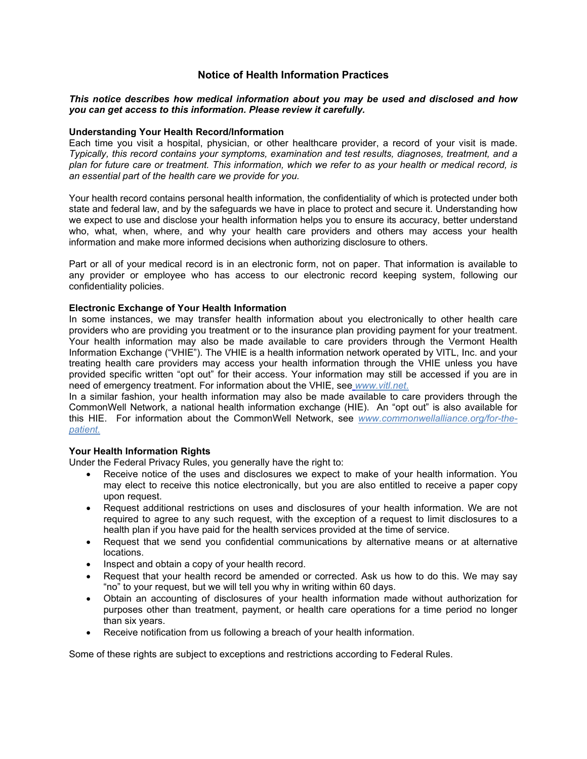# Notice of Health Information Practices

***This notice describes how medical information about you may be used and disclosed and how you can get access to this information. Please review it carefully.***

**Understanding Your Health Record/Information**

Each time you visit a hospital, physician, or other healthcare provider, a record of your visit is made. *Typically, this record contains your symptoms, examination and test results, diagnoses, treatment, and a plan for future care or treatment. This information, which we refer to as your health or medical record, is an essential part of the health care we provide for you.*

Your health record contains personal health information, the confidentiality of which is protected under both state and federal law, and by the safeguards we have in place to protect and secure it. Understanding how we expect to use and disclose your health information helps you to ensure its accuracy, better understand who, what, when, where, and why your health care providers and others may access your health information and make more informed decisions when authorizing disclosure to others.

Part or all of your medical record is in an electronic form, not on paper. That information is available to any provider or employee who has access to our electronic record keeping system, following our confidentiality policies.

**Electronic Exchange of Your Health Information**

In some instances, we may transfer health information about you electronically to other health care providers who are providing you treatment or to the insurance plan providing payment for your treatment. Your health information may also be made available to care providers through the Vermont Health Information Exchange ("VHIE"). The VHIE is a health information network operated by VITL, Inc. and your treating health care providers may access your health information through the VHIE unless you have provided specific written "opt out" for their access. Your information may still be accessed if you are in need of emergency treatment. For information about the VHIE, see *www.vitl.net.*

In a similar fashion, your health information may also be made available to care providers through the CommonWell Network, a national health information exchange (HIE). An "opt out" is also available for this HIE. For information about the CommonWell Network, see *www.commonwellalliance.org/for-the-patient.*

**Your Health Information Rights**

Under the Federal Privacy Rules, you generally have the right to:

- Receive notice of the uses and disclosures we expect to make of your health information. You may elect to receive this notice electronically, but you are also entitled to receive a paper copy upon request.
- Request additional restrictions on uses and disclosures of your health information. We are not required to agree to any such request, with the exception of a request to limit disclosures to a health plan if you have paid for the health services provided at the time of service.
- Request that we send you confidential communications by alternative means or at alternative locations.
- Inspect and obtain a copy of your health record.
- Request that your health record be amended or corrected. Ask us how to do this. We may say "no" to your request, but we will tell you why in writing within 60 days.
- Obtain an accounting of disclosures of your health information made without authorization for purposes other than treatment, payment, or health care operations for a time period no longer than six years.
- Receive notification from us following a breach of your health information.

Some of these rights are subject to exceptions and restrictions according to Federal Rules.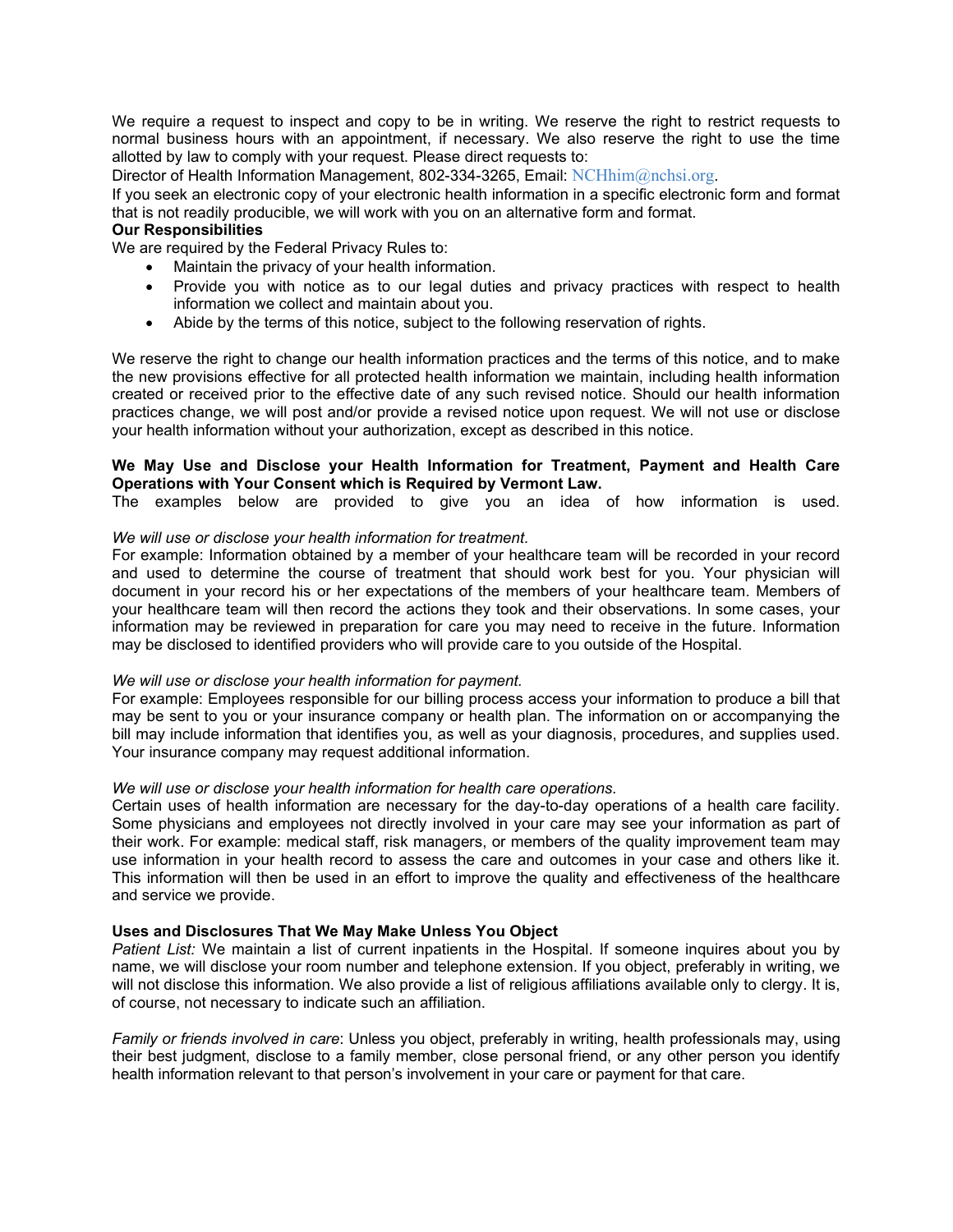We require a request to inspect and copy to be in writing. We reserve the right to restrict requests to normal business hours with an appointment, if necessary. We also reserve the right to use the time allotted by law to comply with your request. Please direct requests to:

Director of Health Information Management, 802-334-3265, Email: NCHhim@nchsi.org.

If you seek an electronic copy of your electronic health information in a specific electronic form and format that is not readily producible, we will work with you on an alternative form and format.

**Our Responsibilities**

We are required by the Federal Privacy Rules to:

- Maintain the privacy of your health information.
- Provide you with notice as to our legal duties and privacy practices with respect to health information we collect and maintain about you.
- Abide by the terms of this notice, subject to the following reservation of rights.

We reserve the right to change our health information practices and the terms of this notice, and to make the new provisions effective for all protected health information we maintain, including health information created or received prior to the effective date of any such revised notice. Should our health information practices change, we will post and/or provide a revised notice upon request. We will not use or disclose your health information without your authorization, except as described in this notice.

**We May Use and Disclose your Health Information for Treatment, Payment and Health Care Operations with Your Consent which is Required by Vermont Law.**

The examples below are provided to give you an idea of how information is used.

*We will use or disclose your health information for treatment.*

For example: Information obtained by a member of your healthcare team will be recorded in your record and used to determine the course of treatment that should work best for you. Your physician will document in your record his or her expectations of the members of your healthcare team. Members of your healthcare team will then record the actions they took and their observations. In some cases, your information may be reviewed in preparation for care you may need to receive in the future. Information may be disclosed to identified providers who will provide care to you outside of the Hospital.

*We will use or disclose your health information for payment.*

For example: Employees responsible for our billing process access your information to produce a bill that may be sent to you or your insurance company or health plan. The information on or accompanying the bill may include information that identifies you, as well as your diagnosis, procedures, and supplies used. Your insurance company may request additional information.

*We will use or disclose your health information for health care operations.*

Certain uses of health information are necessary for the day-to-day operations of a health care facility. Some physicians and employees not directly involved in your care may see your information as part of their work. For example: medical staff, risk managers, or members of the quality improvement team may use information in your health record to assess the care and outcomes in your case and others like it. This information will then be used in an effort to improve the quality and effectiveness of the healthcare and service we provide.

**Uses and Disclosures That We May Make Unless You Object**

*Patient List:* We maintain a list of current inpatients in the Hospital. If someone inquires about you by name, we will disclose your room number and telephone extension. If you object, preferably in writing, we will not disclose this information. We also provide a list of religious affiliations available only to clergy. It is, of course, not necessary to indicate such an affiliation.

*Family or friends involved in care*: Unless you object, preferably in writing, health professionals may, using their best judgment, disclose to a family member, close personal friend, or any other person you identify health information relevant to that person's involvement in your care or payment for that care.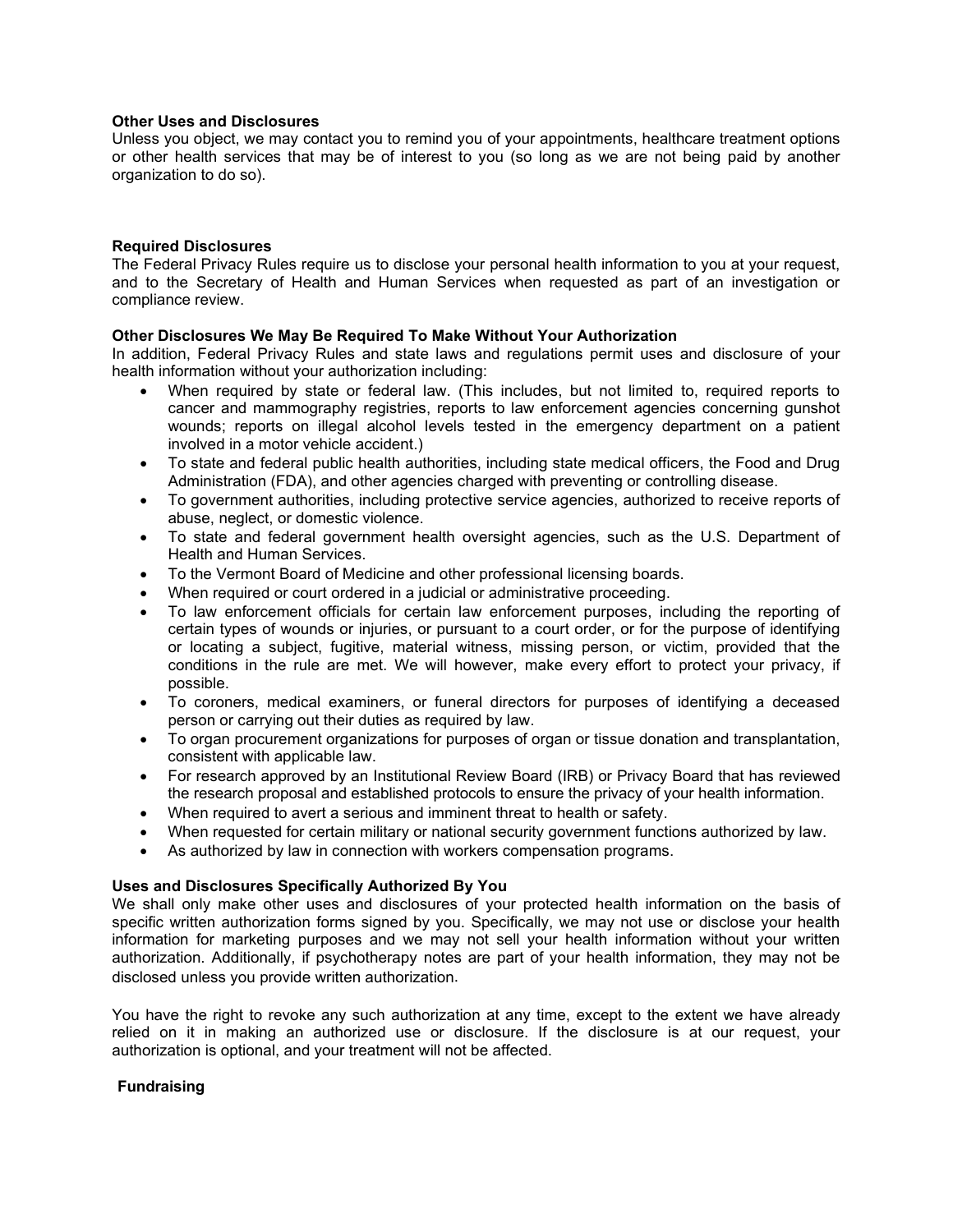**Other Uses and Disclosures**

Unless you object, we may contact you to remind you of your appointments, healthcare treatment options or other health services that may be of interest to you (so long as we are not being paid by another organization to do so).

**Required Disclosures**

The Federal Privacy Rules require us to disclose your personal health information to you at your request, and to the Secretary of Health and Human Services when requested as part of an investigation or compliance review.

**Other Disclosures We May Be Required To Make Without Your Authorization**

In addition, Federal Privacy Rules and state laws and regulations permit uses and disclosure of your health information without your authorization including:

- When required by state or federal law. (This includes, but not limited to, required reports to cancer and mammography registries, reports to law enforcement agencies concerning gunshot wounds; reports on illegal alcohol levels tested in the emergency department on a patient involved in a motor vehicle accident.)
- To state and federal public health authorities, including state medical officers, the Food and Drug Administration (FDA), and other agencies charged with preventing or controlling disease.
- To government authorities, including protective service agencies, authorized to receive reports of abuse, neglect, or domestic violence.
- To state and federal government health oversight agencies, such as the U.S. Department of Health and Human Services.
- To the Vermont Board of Medicine and other professional licensing boards.
- When required or court ordered in a judicial or administrative proceeding.
- To law enforcement officials for certain law enforcement purposes, including the reporting of certain types of wounds or injuries, or pursuant to a court order, or for the purpose of identifying or locating a subject, fugitive, material witness, missing person, or victim, provided that the conditions in the rule are met. We will however, make every effort to protect your privacy, if possible.
- To coroners, medical examiners, or funeral directors for purposes of identifying a deceased person or carrying out their duties as required by law.
- To organ procurement organizations for purposes of organ or tissue donation and transplantation, consistent with applicable law.
- For research approved by an Institutional Review Board (IRB) or Privacy Board that has reviewed the research proposal and established protocols to ensure the privacy of your health information.
- When required to avert a serious and imminent threat to health or safety.
- When requested for certain military or national security government functions authorized by law.
- As authorized by law in connection with workers compensation programs.

**Uses and Disclosures Specifically Authorized By You**

We shall only make other uses and disclosures of your protected health information on the basis of specific written authorization forms signed by you. Specifically, we may not use or disclose your health information for marketing purposes and we may not sell your health information without your written authorization. Additionally, if psychotherapy notes are part of your health information, they may not be disclosed unless you provide written authorization.

You have the right to revoke any such authorization at any time, except to the extent we have already relied on it in making an authorized use or disclosure. If the disclosure is at our request, your authorization is optional, and your treatment will not be affected.

**Fundraising**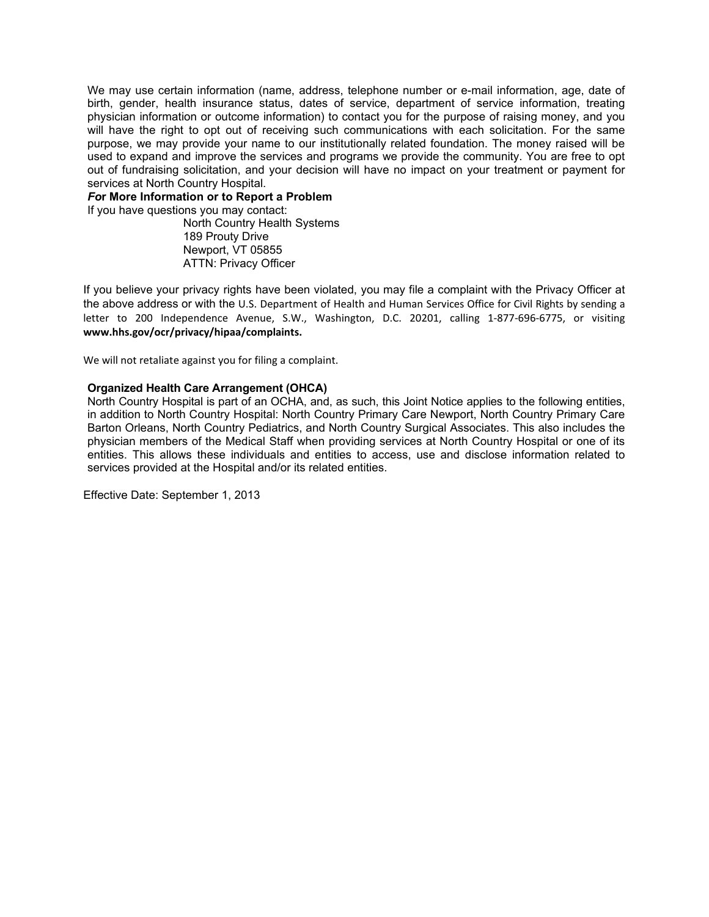We may use certain information (name, address, telephone number or e-mail information, age, date of birth, gender, health insurance status, dates of service, department of service information, treating physician information or outcome information) to contact you for the purpose of raising money, and you will have the right to opt out of receiving such communications with each solicitation. For the same purpose, we may provide your name to our institutionally related foundation. The money raised will be used to expand and improve the services and programs we provide the community. You are free to opt out of fundraising solicitation, and your decision will have no impact on your treatment or payment for services at North Country Hospital.

***Fo*r More Information or to Report a Problem**

If you have questions you may contact:

North Country Health Systems
189 Prouty Drive
Newport, VT 05855
ATTN: Privacy Officer

If you believe your privacy rights have been violated, you may file a complaint with the Privacy Officer at the above address or with the U.S. Department of Health and Human Services Office for Civil Rights by sending a letter to 200 Independence Avenue, S.W., Washington, D.C. 20201, calling 1-877-696-6775, or visiting **www.hhs.gov/ocr/privacy/hipaa/complaints.**

We will not retaliate against you for filing a complaint.

**Organized Health Care Arrangement (OHCA)**

North Country Hospital is part of an OCHA, and, as such, this Joint Notice applies to the following entities, in addition to North Country Hospital: North Country Primary Care Newport, North Country Primary Care Barton Orleans, North Country Pediatrics, and North Country Surgical Associates. This also includes the physician members of the Medical Staff when providing services at North Country Hospital or one of its entities. This allows these individuals and entities to access, use and disclose information related to services provided at the Hospital and/or its related entities.

Effective Date: September 1, 2013